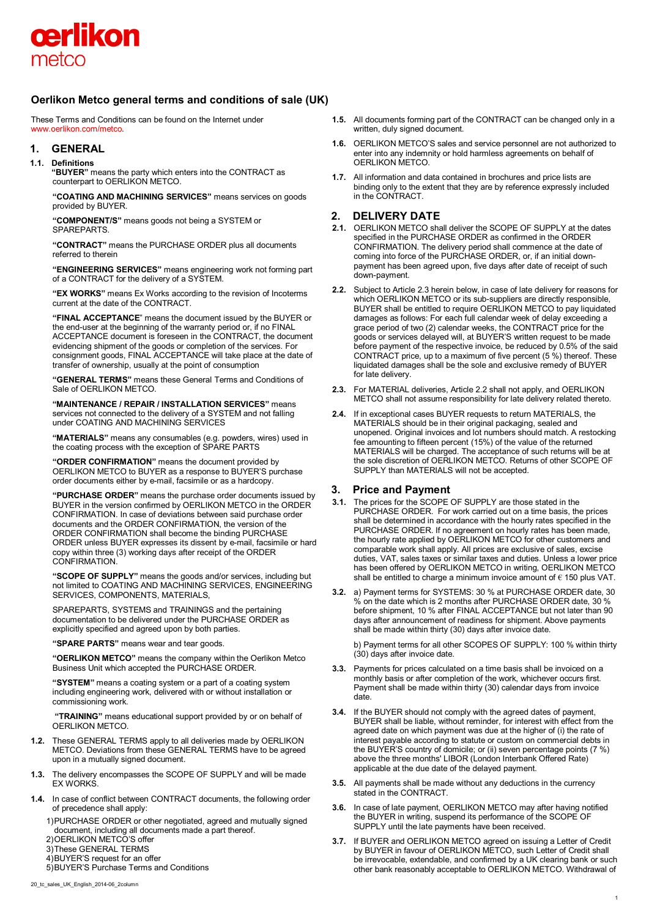oerlikon
metco

# Oerlikon Metco general terms and conditions of sale (UK)

These Terms and Conditions can be found on the Internet under www.oerlikon.com/metco.

## 1. GENERAL

**1.1. Definitions**

**"BUYER"** means the party which enters into the CONTRACT as counterpart to OERLIKON METCO.

**"COATING AND MACHINING SERVICES"** means services on goods provided by BUYER.

**"COMPONENT/S"** means goods not being a SYSTEM or SPAREPARTS.

**"CONTRACT"** means the PURCHASE ORDER plus all documents referred to therein

**"ENGINEERING SERVICES"** means engineering work not forming part of a CONTRACT for the delivery of a SYSTEM.

**"EX WORKS"** means Ex Works according to the revision of Incoterms current at the date of the CONTRACT.

**"FINAL ACCEPTANCE**" means the document issued by the BUYER or the end-user at the beginning of the warranty period or, if no FINAL ACCEPTANCE document is foreseen in the CONTRACT, the document evidencing shipment of the goods or completion of the services. For consignment goods, FINAL ACCEPTANCE will take place at the date of transfer of ownership, usually at the point of consumption

**"GENERAL TERMS"** means these General Terms and Conditions of Sale of OERLIKON METCO.

**"MAINTENANCE / REPAIR / INSTALLATION SERVICES"** means services not connected to the delivery of a SYSTEM and not falling under COATING AND MACHINING SERVICES

**"MATERIALS"** means any consumables (e.g. powders, wires) used in the coating process with the exception of SPARE PARTS

**"ORDER CONFIRMATION"** means the document provided by OERLIKON METCO to BUYER as a response to BUYER'S purchase order documents either by e-mail, facsimile or as a hardcopy.

**"PURCHASE ORDER"** means the purchase order documents issued by BUYER in the version confirmed by OERLIKON METCO in the ORDER CONFIRMATION. In case of deviations between said purchase order documents and the ORDER CONFIRMATION, the version of the ORDER CONFIRMATION shall become the binding PURCHASE ORDER unless BUYER expresses its dissent by e-mail, facsimile or hard copy within three (3) working days after receipt of the ORDER CONFIRMATION.

**"SCOPE OF SUPPLY"** means the goods and/or services, including but not limited to COATING AND MACHINING SERVICES, ENGINEERING SERVICES, COMPONENTS, MATERIALS,

SPAREPARTS, SYSTEMS and TRAININGS and the pertaining documentation to be delivered under the PURCHASE ORDER as explicitly specified and agreed upon by both parties.

**"SPARE PARTS"** means wear and tear goods.

**"OERLIKON METCO"** means the company within the Oerlikon Metco Business Unit which accepted the PURCHASE ORDER.

**"SYSTEM"** means a coating system or a part of a coating system including engineering work, delivered with or without installation or commissioning work.

**"TRAINING"** means educational support provided by or on behalf of OERLIKON METCO.

**1.2.** These GENERAL TERMS apply to all deliveries made by OERLIKON METCO. Deviations from these GENERAL TERMS have to be agreed upon in a mutually signed document.

**1.3.** The delivery encompasses the SCOPE OF SUPPLY and will be made EX WORKS.

**1.4.** In case of conflict between CONTRACT documents, the following order of precedence shall apply:

1) PURCHASE ORDER or other negotiated, agreed and mutually signed document, including all documents made a part thereof.
2) OERLIKON METCO'S offer
3) These GENERAL TERMS
4) BUYER'S request for an offer
5) BUYER'S Purchase Terms and Conditions

**1.5.** All documents forming part of the CONTRACT can be changed only in a written, duly signed document.

**1.6.** OERLIKON METCO'S sales and service personnel are not authorized to enter into any indemnity or hold harmless agreements on behalf of OERLIKON METCO.

**1.7.** All information and data contained in brochures and price lists are binding only to the extent that they are by reference expressly included in the CONTRACT.

## 2. DELIVERY DATE

**2.1.** OERLIKON METCO shall deliver the SCOPE OF SUPPLY at the dates specified in the PURCHASE ORDER as confirmed in the ORDER CONFIRMATION. The delivery period shall commence at the date of coming into force of the PURCHASE ORDER, or, if an initial down-payment has been agreed upon, five days after date of receipt of such down-payment.

**2.2.** Subject to Article 2.3 herein below, in case of late delivery for reasons for which OERLIKON METCO or its sub-suppliers are directly responsible, BUYER shall be entitled to require OERLIKON METCO to pay liquidated damages as follows: For each full calendar week of delay exceeding a grace period of two (2) calendar weeks, the CONTRACT price for the goods or services delayed will, at BUYER'S written request to be made before payment of the respective invoice, be reduced by 0.5% of the said CONTRACT price, up to a maximum of five percent (5 %) thereof. These liquidated damages shall be the sole and exclusive remedy of BUYER for late delivery.

**2.3.** For MATERIAL deliveries, Article 2.2 shall not apply, and OERLIKON METCO shall not assume responsibility for late delivery related thereto.

**2.4.** If in exceptional cases BUYER requests to return MATERIALS, the MATERIALS should be in their original packaging, sealed and unopened. Original invoices and lot numbers should match. A restocking fee amounting to fifteen percent (15%) of the value of the returned MATERIALS will be charged. The acceptance of such returns will be at the sole discretion of OERLIKON METCO. Returns of other SCOPE OF SUPPLY than MATERIALS will not be accepted.

## 3. Price and Payment

**3.1.** The prices for the SCOPE OF SUPPLY are those stated in the PURCHASE ORDER. For work carried out on a time basis, the prices shall be determined in accordance with the hourly rates specified in the PURCHASE ORDER. If no agreement on hourly rates has been made, the hourly rate applied by OERLIKON METCO for other customers and comparable work shall apply. All prices are exclusive of sales, excise duties, VAT, sales taxes or similar taxes and duties. Unless a lower price has been offered by OERLIKON METCO in writing, OERLIKON METCO shall be entitled to charge a minimum invoice amount of € 150 plus VAT.

**3.2.** a) Payment terms for SYSTEMS: 30 % at PURCHASE ORDER date, 30 % on the date which is 2 months after PURCHASE ORDER date, 30 % before shipment, 10 % after FINAL ACCEPTANCE but not later than 90 days after announcement of readiness for shipment. Above payments shall be made within thirty (30) days after invoice date.

b) Payment terms for all other SCOPES OF SUPPLY: 100 % within thirty (30) days after invoice date.

**3.3.** Payments for prices calculated on a time basis shall be invoiced on a monthly basis or after completion of the work, whichever occurs first. Payment shall be made within thirty (30) calendar days from invoice date.

**3.4.** If the BUYER should not comply with the agreed dates of payment, BUYER shall be liable, without reminder, for interest with effect from the agreed date on which payment was due at the higher of (i) the rate of interest payable according to statute or custom on commercial debts in the BUYER'S country of domicile; or (ii) seven percentage points (7 %) above the three months' LIBOR (London Interbank Offered Rate) applicable at the due date of the delayed payment.

**3.5.** All payments shall be made without any deductions in the currency stated in the CONTRACT.

**3.6.** In case of late payment, OERLIKON METCO may after having notified the BUYER in writing, suspend its performance of the SCOPE OF SUPPLY until the late payments have been received.

**3.7.** If BUYER and OERLIKON METCO agreed on issuing a Letter of Credit by BUYER in favour of OERLIKON METCO, such Letter of Credit shall be irrevocable, extendable, and confirmed by a UK clearing bank or such other bank reasonably acceptable to OERLIKON METCO. Withdrawal of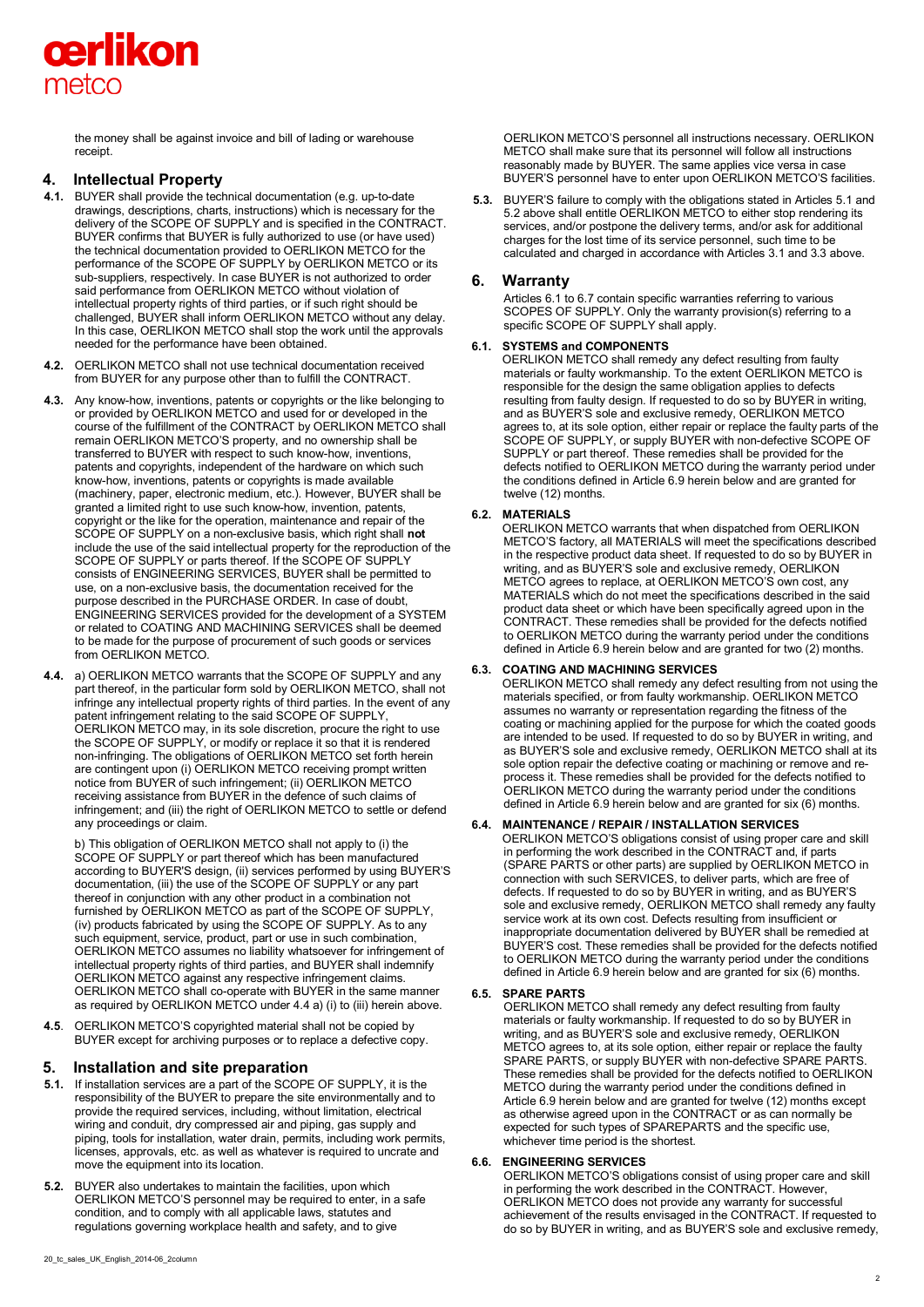the money shall be against invoice and bill of lading or warehouse receipt.

## 4. Intellectual Property

**4.1.** BUYER shall provide the technical documentation (e.g. up-to-date drawings, descriptions, charts, instructions) which is necessary for the delivery of the SCOPE OF SUPPLY and is specified in the CONTRACT. BUYER confirms that BUYER is fully authorized to use (or have used) the technical documentation provided to OERLIKON METCO for the performance of the SCOPE OF SUPPLY by OERLIKON METCO or its sub-suppliers, respectively. In case BUYER is not authorized to order said performance from OERLIKON METCO without violation of intellectual property rights of third parties, or if such right should be challenged, BUYER shall inform OERLIKON METCO without any delay. In this case, OERLIKON METCO shall stop the work until the approvals needed for the performance have been obtained.

**4.2.** OERLIKON METCO shall not use technical documentation received from BUYER for any purpose other than to fulfill the CONTRACT.

**4.3.** Any know-how, inventions, patents or copyrights or the like belonging to or provided by OERLIKON METCO and used for or developed in the course of the fulfillment of the CONTRACT by OERLIKON METCO shall remain OERLIKON METCO'S property, and no ownership shall be transferred to BUYER with respect to such know-how, inventions, patents and copyrights, independent of the hardware on which such know-how, inventions, patents or copyrights is made available (machinery, paper, electronic medium, etc.). However, BUYER shall be granted a limited right to use such know-how, invention, patents, copyright or the like for the operation, maintenance and repair of the SCOPE OF SUPPLY on a non-exclusive basis, which right shall **not** include the use of the said intellectual property for the reproduction of the SCOPE OF SUPPLY or parts thereof. If the SCOPE OF SUPPLY consists of ENGINEERING SERVICES, BUYER shall be permitted to use, on a non-exclusive basis, the documentation received for the purpose described in the PURCHASE ORDER. In case of doubt, ENGINEERING SERVICES provided for the development of a SYSTEM or related to COATING AND MACHINING SERVICES shall be deemed to be made for the purpose of procurement of such goods or services from OERLIKON METCO.

**4.4.** a) OERLIKON METCO warrants that the SCOPE OF SUPPLY and any part thereof, in the particular form sold by OERLIKON METCO, shall not infringe any intellectual property rights of third parties. In the event of any patent infringement relating to the said SCOPE OF SUPPLY, OERLIKON METCO may, in its sole discretion, procure the right to use the SCOPE OF SUPPLY, or modify or replace it so that it is rendered non-infringing. The obligations of OERLIKON METCO set forth herein are contingent upon (i) OERLIKON METCO receiving prompt written notice from BUYER of such infringement; (ii) OERLIKON METCO receiving assistance from BUYER in the defence of such claims of infringement; and (iii) the right of OERLIKON METCO to settle or defend any proceedings or claim.

b) This obligation of OERLIKON METCO shall not apply to (i) the SCOPE OF SUPPLY or part thereof which has been manufactured according to BUYER'S design, (ii) services performed by using BUYER'S documentation, (iii) the use of the SCOPE OF SUPPLY or any part thereof in conjunction with any other product in a combination not furnished by OERLIKON METCO as part of the SCOPE OF SUPPLY, (iv) products fabricated by using the SCOPE OF SUPPLY. As to any such equipment, service, product, part or use in such combination, OERLIKON METCO assumes no liability whatsoever for infringement of intellectual property rights of third parties, and BUYER shall indemnify OERLIKON METCO against any respective infringement claims. OERLIKON METCO shall co-operate with BUYER in the same manner as required by OERLIKON METCO under 4.4 a) (i) to (iii) herein above.

**4.5**. OERLIKON METCO'S copyrighted material shall not be copied by BUYER except for archiving purposes or to replace a defective copy.

## 5. Installation and site preparation

**5.1.** If installation services are a part of the SCOPE OF SUPPLY, it is the responsibility of the BUYER to prepare the site environmentally and to provide the required services, including, without limitation, electrical wiring and conduit, dry compressed air and piping, gas supply and piping, tools for installation, water drain, permits, including work permits, licenses, approvals, etc. as well as whatever is required to uncrate and move the equipment into its location.

**5.2.** BUYER also undertakes to maintain the facilities, upon which OERLIKON METCO'S personnel may be required to enter, in a safe condition, and to comply with all applicable laws, statutes and regulations governing workplace health and safety, and to give OERLIKON METCO'S personnel all instructions necessary. OERLIKON METCO shall make sure that its personnel will follow all instructions reasonably made by BUYER. The same applies vice versa in case BUYER'S personnel have to enter upon OERLIKON METCO'S facilities.

**5.3.** BUYER'S failure to comply with the obligations stated in Articles 5.1 and 5.2 above shall entitle OERLIKON METCO to either stop rendering its services, and/or postpone the delivery terms, and/or ask for additional charges for the lost time of its service personnel, such time to be calculated and charged in accordance with Articles 3.1 and 3.3 above.

## 6. Warranty

Articles 6.1 to 6.7 contain specific warranties referring to various SCOPES OF SUPPLY. Only the warranty provision(s) referring to a specific SCOPE OF SUPPLY shall apply.

### 6.1. SYSTEMS and COMPONENTS

OERLIKON METCO shall remedy any defect resulting from faulty materials or faulty workmanship. To the extent OERLIKON METCO is responsible for the design the same obligation applies to defects resulting from faulty design. If requested to do so by BUYER in writing, and as BUYER'S sole and exclusive remedy, OERLIKON METCO agrees to, at its sole option, either repair or replace the faulty parts of the SCOPE OF SUPPLY, or supply BUYER with non-defective SCOPE OF SUPPLY or part thereof. These remedies shall be provided for the defects notified to OERLIKON METCO during the warranty period under the conditions defined in Article 6.9 herein below and are granted for twelve (12) months.

### 6.2. MATERIALS

OERLIKON METCO warrants that when dispatched from OERLIKON METCO'S factory, all MATERIALS will meet the specifications described in the respective product data sheet. If requested to do so by BUYER in writing, and as BUYER'S sole and exclusive remedy, OERLIKON METCO agrees to replace, at OERLIKON METCO'S own cost, any MATERIALS which do not meet the specifications described in the said product data sheet or which have been specifically agreed upon in the CONTRACT. These remedies shall be provided for the defects notified to OERLIKON METCO during the warranty period under the conditions defined in Article 6.9 herein below and are granted for two (2) months.

### 6.3. COATING AND MACHINING SERVICES

OERLIKON METCO shall remedy any defect resulting from not using the materials specified, or from faulty workmanship. OERLIKON METCO assumes no warranty or representation regarding the fitness of the coating or machining applied for the purpose for which the coated goods are intended to be used. If requested to do so by BUYER in writing, and as BUYER'S sole and exclusive remedy, OERLIKON METCO shall at its sole option repair the defective coating or machining or remove and re-process it. These remedies shall be provided for the defects notified to OERLIKON METCO during the warranty period under the conditions defined in Article 6.9 herein below and are granted for six (6) months.

### 6.4. MAINTENANCE / REPAIR / INSTALLATION SERVICES

OERLIKON METCO'S obligations consist of using proper care and skill in performing the work described in the CONTRACT and, if parts (SPARE PARTS or other parts) are supplied by OERLIKON METCO in connection with such SERVICES, to deliver parts, which are free of defects. If requested to do so by BUYER in writing, and as BUYER'S sole and exclusive remedy, OERLIKON METCO shall remedy any faulty service work at its own cost. Defects resulting from insufficient or inappropriate documentation delivered by BUYER shall be remedied at BUYER'S cost. These remedies shall be provided for the defects notified to OERLIKON METCO during the warranty period under the conditions defined in Article 6.9 herein below and are granted for six (6) months.

### 6.5. SPARE PARTS

OERLIKON METCO shall remedy any defect resulting from faulty materials or faulty workmanship. If requested to do so by BUYER in writing, and as BUYER'S sole and exclusive remedy, OERLIKON METCO agrees to, at its sole option, either repair or replace the faulty SPARE PARTS, or supply BUYER with non-defective SPARE PARTS. These remedies shall be provided for the defects notified to OERLIKON METCO during the warranty period under the conditions defined in Article 6.9 herein below and are granted for twelve (12) months except as otherwise agreed upon in the CONTRACT or as can normally be expected for such types of SPAREPARTS and the specific use, whichever time period is the shortest.

### 6.6. ENGINEERING SERVICES

OERLIKON METCO'S obligations consist of using proper care and skill in performing the work described in the CONTRACT. However, OERLIKON METCO does not provide any warranty for successful achievement of the results envisaged in the CONTRACT. If requested to do so by BUYER in writing, and as BUYER'S sole and exclusive remedy,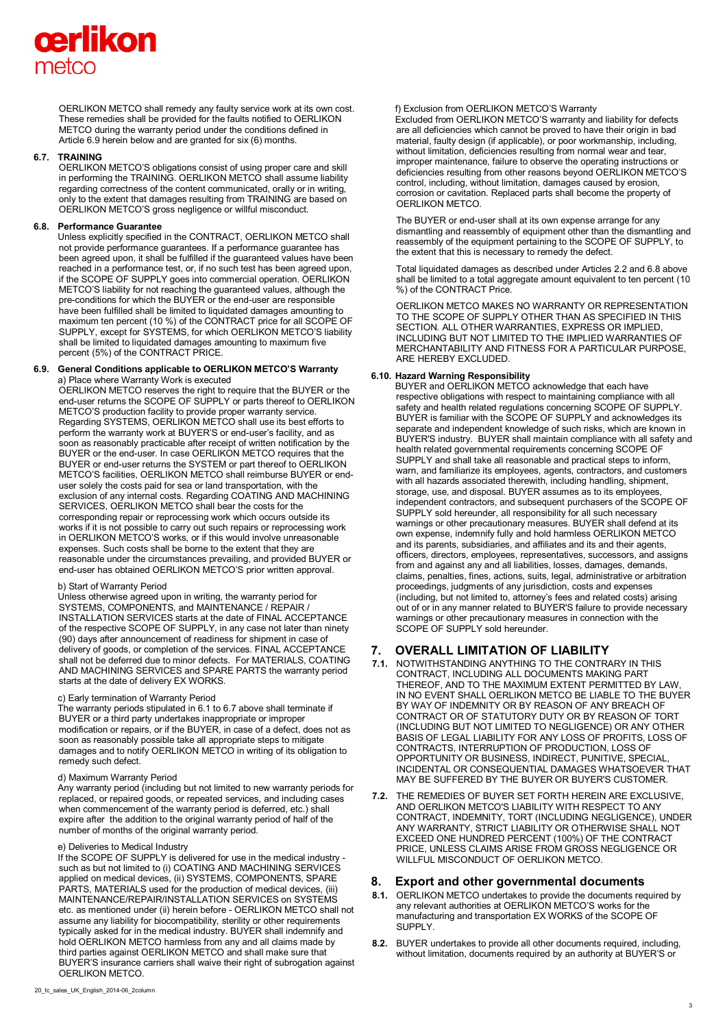OERLIKON METCO shall remedy any faulty service work at its own cost. These remedies shall be provided for the faults notified to OERLIKON METCO during the warranty period under the conditions defined in Article 6.9 herein below and are granted for six (6) months.

### 6.7. TRAINING

OERLIKON METCO'S obligations consist of using proper care and skill in performing the TRAINING. OERLIKON METCO shall assume liability regarding correctness of the content communicated, orally or in writing, only to the extent that damages resulting from TRAINING are based on OERLIKON METCO'S gross negligence or willful misconduct.

### 6.8. Performance Guarantee

Unless explicitly specified in the CONTRACT, OERLIKON METCO shall not provide performance guarantees. If a performance guarantee has been agreed upon, it shall be fulfilled if the guaranteed values have been reached in a performance test, or, if no such test has been agreed upon, if the SCOPE OF SUPPLY goes into commercial operation. OERLIKON METCO'S liability for not reaching the guaranteed values, although the pre-conditions for which the BUYER or the end-user are responsible have been fulfilled shall be limited to liquidated damages amounting to maximum ten percent (10 %) of the CONTRACT price for all SCOPE OF SUPPLY, except for SYSTEMS, for which OERLIKON METCO'S liability shall be limited to liquidated damages amounting to maximum five percent (5%) of the CONTRACT PRICE.

### 6.9. General Conditions applicable to OERLIKON METCO'S Warranty

a) Place where Warranty Work is executed

OERLIKON METCO reserves the right to require that the BUYER or the end-user returns the SCOPE OF SUPPLY or parts thereof to OERLIKON METCO'S production facility to provide proper warranty service. Regarding SYSTEMS, OERLIKON METCO shall use its best efforts to perform the warranty work at BUYER'S or end-user's facility, and as soon as reasonably practicable after receipt of written notification by the BUYER or the end-user. In case OERLIKON METCO requires that the BUYER or end-user returns the SYSTEM or part thereof to OERLIKON METCO'S facilities, OERLIKON METCO shall reimburse BUYER or end-user solely the costs paid for sea or land transportation, with the exclusion of any internal costs. Regarding COATING AND MACHINING SERVICES, OERLIKON METCO shall bear the costs for the corresponding repair or reprocessing work which occurs outside its works if it is not possible to carry out such repairs or reprocessing work in OERLIKON METCO'S works, or if this would involve unreasonable expenses. Such costs shall be borne to the extent that they are reasonable under the circumstances prevailing, and provided BUYER or end-user has obtained OERLIKON METCO'S prior written approval.

b) Start of Warranty Period

Unless otherwise agreed upon in writing, the warranty period for SYSTEMS, COMPONENTS, and MAINTENANCE / REPAIR / INSTALLATION SERVICES starts at the date of FINAL ACCEPTANCE of the respective SCOPE OF SUPPLY, in any case not later than ninety (90) days after announcement of readiness for shipment in case of delivery of goods, or completion of the services. FINAL ACCEPTANCE shall not be deferred due to minor defects. For MATERIALS, COATING AND MACHINING SERVICES and SPARE PARTS the warranty period starts at the date of delivery EX WORKS.

c) Early termination of Warranty Period

The warranty periods stipulated in 6.1 to 6.7 above shall terminate if BUYER or a third party undertakes inappropriate or improper modification or repairs, or if the BUYER, in case of a defect, does not as soon as reasonably possible take all appropriate steps to mitigate damages and to notify OERLIKON METCO in writing of its obligation to remedy such defect.

d) Maximum Warranty Period

Any warranty period (including but not limited to new warranty periods for replaced, or repaired goods, or repeated services, and including cases when commencement of the warranty period is deferred, etc.) shall expire after the addition to the original warranty period of half of the number of months of the original warranty period.

e) Deliveries to Medical Industry

If the SCOPE OF SUPPLY is delivered for use in the medical industry - such as but not limited to (i) COATING AND MACHINING SERVICES applied on medical devices, (ii) SYSTEMS, COMPONENTS, SPARE PARTS, MATERIALS used for the production of medical devices, (iii) MAINTENANCE/REPAIR/INSTALLATION SERVICES on SYSTEMS etc. as mentioned under (ii) herein before - OERLIKON METCO shall not assume any liability for biocompatibility, sterility or other requirements typically asked for in the medical industry. BUYER shall indemnify and hold OERLIKON METCO harmless from any and all claims made by third parties against OERLIKON METCO and shall make sure that BUYER'S insurance carriers shall waive their right of subrogation against OERLIKON METCO.

f) Exclusion from OERLIKON METCO'S Warranty

Excluded from OERLIKON METCO'S warranty and liability for defects are all deficiencies which cannot be proved to have their origin in bad material, faulty design (if applicable), or poor workmanship, including, without limitation, deficiencies resulting from normal wear and tear, improper maintenance, failure to observe the operating instructions or deficiencies resulting from other reasons beyond OERLIKON METCO'S control, including, without limitation, damages caused by erosion, corrosion or cavitation. Replaced parts shall become the property of OERLIKON METCO.

The BUYER or end-user shall at its own expense arrange for any dismantling and reassembly of equipment other than the dismantling and reassembly of the equipment pertaining to the SCOPE OF SUPPLY, to the extent that this is necessary to remedy the defect.

Total liquidated damages as described under Articles 2.2 and 6.8 above shall be limited to a total aggregate amount equivalent to ten percent (10 %) of the CONTRACT Price.

OERLIKON METCO MAKES NO WARRANTY OR REPRESENTATION TO THE SCOPE OF SUPPLY OTHER THAN AS SPECIFIED IN THIS SECTION. ALL OTHER WARRANTIES, EXPRESS OR IMPLIED, INCLUDING BUT NOT LIMITED TO THE IMPLIED WARRANTIES OF MERCHANTABILITY AND FITNESS FOR A PARTICULAR PURPOSE, ARE HEREBY EXCLUDED.

### 6.10. Hazard Warning Responsibility

BUYER and OERLIKON METCO acknowledge that each have respective obligations with respect to maintaining compliance with all safety and health related regulations concerning SCOPE OF SUPPLY. BUYER is familiar with the SCOPE OF SUPPLY and acknowledges its separate and independent knowledge of such risks, which are known in BUYER'S industry. BUYER shall maintain compliance with all safety and health related governmental requirements concerning SCOPE OF SUPPLY and shall take all reasonable and practical steps to inform, warn, and familiarize its employees, agents, contractors, and customers with all hazards associated therewith, including handling, shipment, storage, use, and disposal. BUYER assumes as to its employees, independent contractors, and subsequent purchasers of the SCOPE OF SUPPLY sold hereunder, all responsibility for all such necessary warnings or other precautionary measures. BUYER shall defend at its own expense, indemnify fully and hold harmless OERLIKON METCO and its parents, subsidiaries, and affiliates and its and their agents, officers, directors, employees, representatives, successors, and assigns from and against any and all liabilities, losses, damages, demands, claims, penalties, fines, actions, suits, legal, administrative or arbitration proceedings, judgments of any jurisdiction, costs and expenses (including, but not limited to, attorney's fees and related costs) arising out of or in any manner related to BUYER'S failure to provide necessary warnings or other precautionary measures in connection with the SCOPE OF SUPPLY sold hereunder.

## 7. OVERALL LIMITATION OF LIABILITY

**7.1.** NOTWITHSTANDING ANYTHING TO THE CONTRARY IN THIS CONTRACT, INCLUDING ALL DOCUMENTS MAKING PART THEREOF, AND TO THE MAXIMUM EXTENT PERMITTED BY LAW, IN NO EVENT SHALL OERLIKON METCO BE LIABLE TO THE BUYER BY WAY OF INDEMNITY OR BY REASON OF ANY BREACH OF CONTRACT OR OF STATUTORY DUTY OR BY REASON OF TORT (INCLUDING BUT NOT LIMITED TO NEGLIGENCE) OR ANY OTHER BASIS OF LEGAL LIABILITY FOR ANY LOSS OF PROFITS, LOSS OF CONTRACTS, INTERRUPTION OF PRODUCTION, LOSS OF OPPORTUNITY OR BUSINESS, INDIRECT, PUNITIVE, SPECIAL, INCIDENTAL OR CONSEQUENTIAL DAMAGES WHATSOEVER THAT MAY BE SUFFERED BY THE BUYER OR BUYER'S CUSTOMER.

**7.2.** THE REMEDIES OF BUYER SET FORTH HEREIN ARE EXCLUSIVE, AND OERLIKON METCO'S LIABILITY WITH RESPECT TO ANY CONTRACT, INDEMNITY, TORT (INCLUDING NEGLIGENCE), UNDER ANY WARRANTY, STRICT LIABILITY OR OTHERWISE SHALL NOT EXCEED ONE HUNDRED PERCENT (100%) OF THE CONTRACT PRICE, UNLESS CLAIMS ARISE FROM GROSS NEGLIGENCE OR WILLFUL MISCONDUCT OF OERLIKON METCO.

## 8. Export and other governmental documents

**8.1.** OERLIKON METCO undertakes to provide the documents required by any relevant authorities at OERLIKON METCO'S works for the manufacturing and transportation EX WORKS of the SCOPE OF SUPPLY.

**8.2.** BUYER undertakes to provide all other documents required, including, without limitation, documents required by an authority at BUYER'S or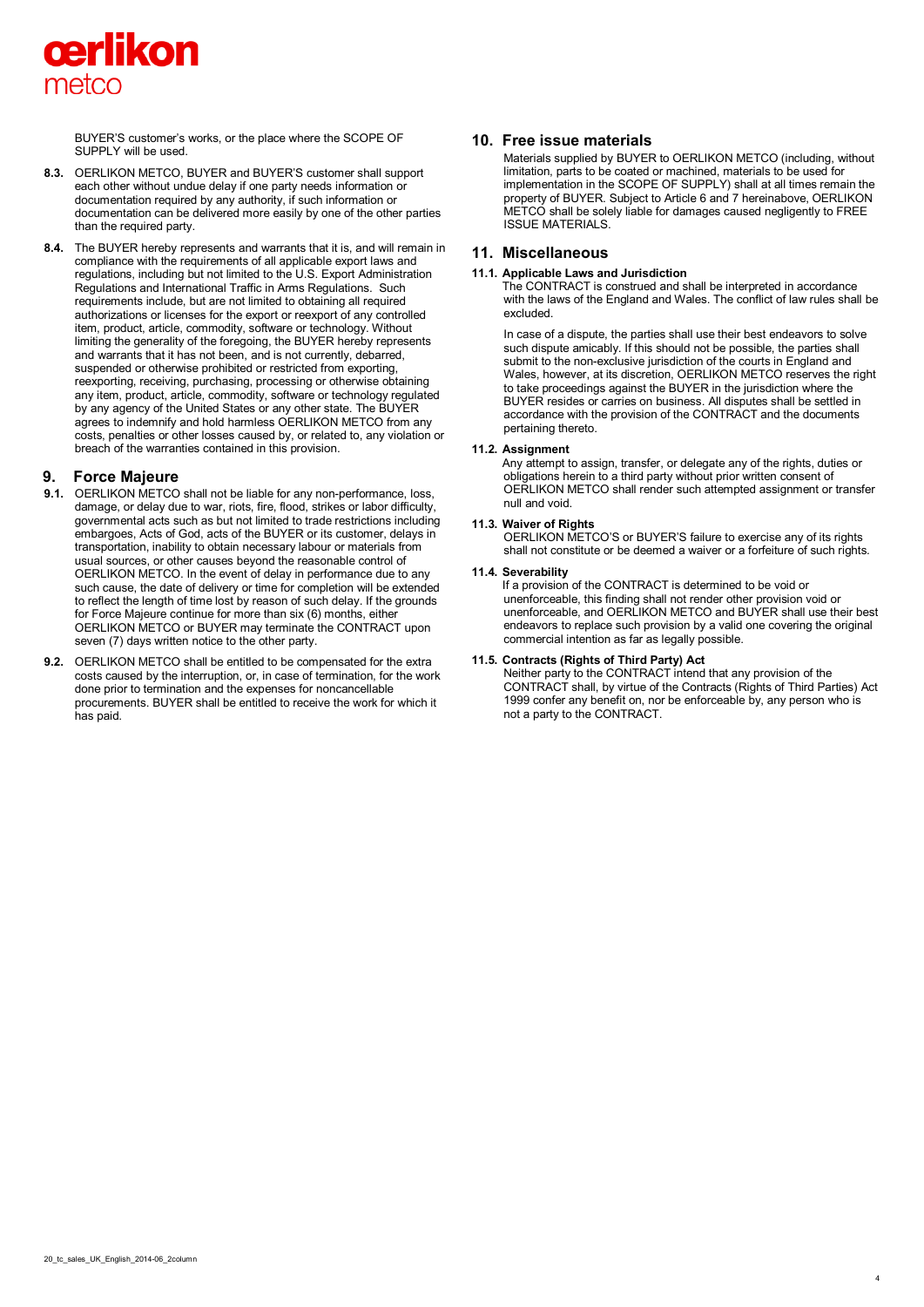BUYER'S customer's works, or the place where the SCOPE OF SUPPLY will be used.

**8.3.** OERLIKON METCO, BUYER and BUYER'S customer shall support each other without undue delay if one party needs information or documentation required by any authority, if such information or documentation can be delivered more easily by one of the other parties than the required party.

**8.4.** The BUYER hereby represents and warrants that it is, and will remain in compliance with the requirements of all applicable export laws and regulations, including but not limited to the U.S. Export Administration Regulations and International Traffic in Arms Regulations. Such requirements include, but are not limited to obtaining all required authorizations or licenses for the export or reexport of any controlled item, product, article, commodity, software or technology. Without limiting the generality of the foregoing, the BUYER hereby represents and warrants that it has not been, and is not currently, debarred, suspended or otherwise prohibited or restricted from exporting, reexporting, receiving, purchasing, processing or otherwise obtaining any item, product, article, commodity, software or technology regulated by any agency of the United States or any other state. The BUYER agrees to indemnify and hold harmless OERLIKON METCO from any costs, penalties or other losses caused by, or related to, any violation or breach of the warranties contained in this provision.

## 9. Force Majeure

**9.1.** OERLIKON METCO shall not be liable for any non-performance, loss, damage, or delay due to war, riots, fire, flood, strikes or labor difficulty, governmental acts such as but not limited to trade restrictions including embargoes, Acts of God, acts of the BUYER or its customer, delays in transportation, inability to obtain necessary labour or materials from usual sources, or other causes beyond the reasonable control of OERLIKON METCO. In the event of delay in performance due to any such cause, the date of delivery or time for completion will be extended to reflect the length of time lost by reason of such delay. If the grounds for Force Majeure continue for more than six (6) months, either OERLIKON METCO or BUYER may terminate the CONTRACT upon seven (7) days written notice to the other party.

**9.2.** OERLIKON METCO shall be entitled to be compensated for the extra costs caused by the interruption, or, in case of termination, for the work done prior to termination and the expenses for noncancellable procurements. BUYER shall be entitled to receive the work for which it has paid.

## 10. Free issue materials

Materials supplied by BUYER to OERLIKON METCO (including, without limitation, parts to be coated or machined, materials to be used for implementation in the SCOPE OF SUPPLY) shall at all times remain the property of BUYER. Subject to Article 6 and 7 hereinabove, OERLIKON METCO shall be solely liable for damages caused negligently to FREE ISSUE MATERIALS.

## 11. Miscellaneous

**11.1. Applicable Laws and Jurisdiction**

The CONTRACT is construed and shall be interpreted in accordance with the laws of the England and Wales. The conflict of law rules shall be excluded.

In case of a dispute, the parties shall use their best endeavors to solve such dispute amicably. If this should not be possible, the parties shall submit to the non-exclusive jurisdiction of the courts in England and Wales, however, at its discretion, OERLIKON METCO reserves the right to take proceedings against the BUYER in the jurisdiction where the BUYER resides or carries on business. All disputes shall be settled in accordance with the provision of the CONTRACT and the documents pertaining thereto.

**11.2. Assignment**

Any attempt to assign, transfer, or delegate any of the rights, duties or obligations herein to a third party without prior written consent of OERLIKON METCO shall render such attempted assignment or transfer null and void.

**11.3. Waiver of Rights**

OERLIKON METCO'S or BUYER'S failure to exercise any of its rights shall not constitute or be deemed a waiver or a forfeiture of such rights.

**11.4. Severability**

If a provision of the CONTRACT is determined to be void or unenforceable, this finding shall not render other provision void or unenforceable, and OERLIKON METCO and BUYER shall use their best endeavors to replace such provision by a valid one covering the original commercial intention as far as legally possible.

**11.5. Contracts (Rights of Third Party) Act**

Neither party to the CONTRACT intend that any provision of the CONTRACT shall, by virtue of the Contracts (Rights of Third Parties) Act 1999 confer any benefit on, nor be enforceable by, any person who is not a party to the CONTRACT.